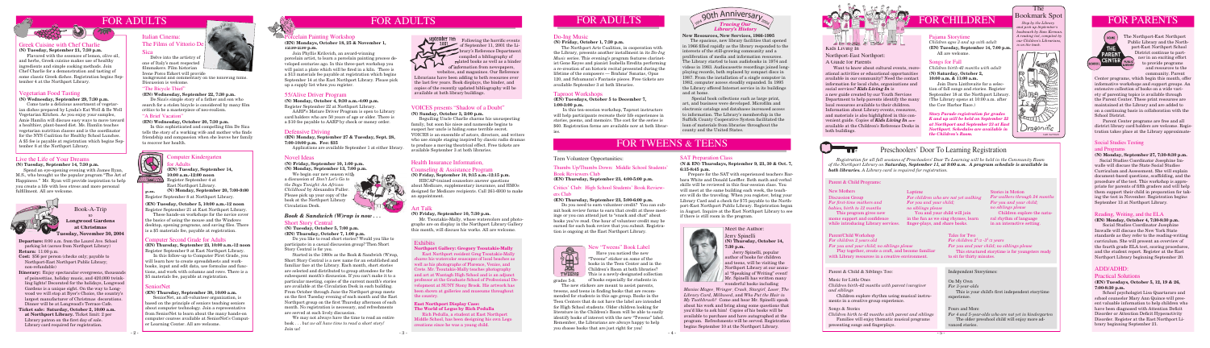# FOR ADULTS

## Greek Cuisine with Chef Charlie

**(N) Tuesday, September 21, 7:30 p.m.**

Flavored with the essences of lemon, olive oil, and herbs, Greek cuisine makes use of healthy ingredients and simple cooking methods. Join Chef Charlie for a demonstration and tasting of some classic Greek dishes. Registration begins September 4 at the Northport Library.

## Vegetarian Food Tasting

**(N) Wednesday, September 29, 7:30 p.m.**

Come taste a delicious assortment of vegetarian dishes prepared by Lynda's Eat Well & Be Well Vegetarian Kitchen. As you enjoy your samples, Amie Hamlin will discuss easy ways to move toward a healthier, plant-based diet. Ms. Hamlin teaches vegetarian nutrition classes and is the coordinator for the NYS Coalition for Healthy School Lunches. A $5 fee is payable at registration which begins September 8 at the Northport Library.

## Live the Life of Your Dreams

**(N) Tuesday, September 14, 7:30 p.m.**

Spend an eye-opening evening with James Ryan, M.S., who brought us the popular program "The Art of Happiness." Mr. Ryan will provide inspiration to help you create a life with less stress and more personal fulfillment. All are welcome.

## Book-A-Trip to Longwood Gardens at Christmas

**Tuesday, November 30, 2004**

**Departure:** 6:00 a.m. from the Laurel Ave. School parking lot (across from Northport Library)

**Return:** 11:00 p.m.

**Cost:** $56 per person (checks only; payable to Northport-East Northport Public Library; non-refundable)

**Itinerary:** Enjoy spectacular evergreens, thousands of poinsettias, holiday music, and 420,000 twinkling lights! Decorated for the holidays, Longwood Gardens is a unique sight. On the way to Longwood we will stop at Byer's Choice, the country's largest manufacturer of Christmas decorations. Dinner will be at Longwood's Terrace Cafe.

**Ticket sale: Saturday, October 2, 10:00 a.m. at Northport Library.** Ticket limit: 2 per Library patron on the first day of sale. Library card required for registration.

## Italian Cinema: The Films of Vittorio De Sica

Delve into the artistry of one of Italy's most respected filmmakers. Film historian Irene Peres Pokart will provide background and commentary on the following films. Discussion is welcome.

### "The Bicycle Thief"

**(EN) Wednesday, September 22, 7:30 p.m.**

De Sica's simple story of a father and son who search for a stolen bicycle is considered by many film critics to be a masterpiece of neo-realism.

### "A Brief Vacation"

**(EN) Wednesday, October 20, 7:30 p.m.**

In this sophisticated and compelling film De Sica tells the story of a working wife and mother who finds friendship and compassion when she leaves her family to recover her health.

## Computer Kindergarten for Adults

**(EN) Tuesday, September 14, 10:00 a.m.-12:00 noon**

Register September 4 at East Northport Library.

**(N) Monday, September 20, 7:00-9:00 p.m.**

Register September 8 at Northport Library.

**(EN) Tuesday, October 5, 10:00 a.m.-12 noon**

Register September 25 at East Northport Library.

These hands-on workshops for the novice cover the basics of using the mouse and the Windows desktop, opening programs, and saving files. There is a $5 materials fee, payable at registration.

## Computer Second Grade for Adults

**(EN) Thursday, September 23, 10:00 a.m.-12 noon**

Register September 8 at East Northport Library.

In this follow-up to Computer First Grade, you will learn how to create spreadsheets and workbooks, input and edit data, use formulas and functions, and work with columns and rows. There is a $5 materials fee, payable at registration.

## SeniorNet

**(EN) Thursday, September 30, 10:00 a.m.**

SeniorNet, an all-volunteer organization, is based on the principal of seniors teaching seniors about computer technology. Join a representative from SeniorNet to learn about the many hands-on computer courses available at SeniorNet's Computer Learning Center. All are welcome.

## Porcelain Painting Workshop

**(EN) Mondays, October 18, 25 & November 1, 12:30-2:30 p.m.**

Join Phyllis Krilovich, an award-winning porcelain artist, to learn a porcelain painting process developed centuries ago. In this three-part workshop you will paint a plate which will be fired in a kiln. There is a $15 materials fee payable at registration which begins September 14 at the East Northport Library. Please pick up a supply list when you register.

## 55/Alive Driver Program

**(N) Monday, October 4, 9:30 a.m.-4:00 p.m.**

Register September 22 at Northport Library.

AARP's Mature Driver Program is open to Library card holders who are 50 years of age or older. There is a $10 fee payable to AARP by check or money order.

## Defensive Driving

**(EN) Mondays, September 27 & Tuesday, Sept. 28, 7:00-10:00 p.m. Fee: $35**

Applications are available September 1 at either library.

## Novel Ideas

**(N) Friday, September 10, 1:00 p.m.**

**(N) Monday, September 13, 7:00 p.m.**

We begin our new season with a discussion of *Don't Let's Go to the Dogs Tonight: An African Childhood* by Alexandra Fuller. Please pick up your copy of the book at the Northport Library Circulation Desk.

### *Book & Sandwich (W)rap is now . . .*

## Short Story Central

**(N) Tuesday, October 5, 7:30 p.m.**

**(EN) Thursday, October 7, 1:00 p.m.**

Do you like to read short stories? Would you like to participate in a casual discussion group? Then Short Story Central is for you.

Started in the 1990s as the Book & Sandwich (W)rap, Short Story Central is a new name for an established and familiar face at the Library. Each month, short stories are selected and distributed to group attendees for the subsequent month's discussion. If you can't make it to a particular meeting, copies of the current month's stories are available at the Circulation Desk in each building. From October through June the (W)rap group meets on the first Tuesday evening of each month and the East Northport group on the first Thursday afternoon of each month. No registration is necessary, and refreshments are served at each lively discussion.

We may not always have the time to read an entire book . . . *but we all have time to read a short story!* Join us!

## September 11th 2001

Following the horrific events of September 11, 2001 the Library's Reference Department compiled a bibliography of related books as well as a binder of information from newspapers, websites, and magazines. Our Reference Librarians have been adding to both resources over the last few years. Book displays, the binder, and copies of the recently updated bibliography will be available at both library buildings.

## VOICES presents "Shadow of a Doubt"

**(N) Sunday, October 3, 2:00 p.m.**

Beguiling Uncle Charlie charms his unsuspecting family, but soon his niece and namesake begins to suspect her uncle is hiding some terrible secret. VOICES is an ensemble of actors, directors, and writers who use simple staging inspired by classic radio dramas to produce a riveting theatrical effect. Free tickets are available September 3 at both libraries.

## Health Insurance Information, Counseling & Assistance Program

**(N) Friday, September 10, 9:15 a.m.-12:15 p.m.**

HIICAP-trained counselors answer questions about Medicare, supplementary insurance, and HMOs designed for Medicare recipients. Call 261-6930 to make an appointment.

## Art Talk

**(N) Friday, September 10, 7:30 p.m.**

Mr. Tsoutakis-Mally, whose watercolors and photographs are on display in the Northport Library Gallery this month, will discuss his works. All are welcome.

## Exhibits

**Northport Gallery: Gregory Tsoutakis-Mally**

East Northport resident Greg Tsoutakis-Mally shares his watercolor seascapes of local beaches as well as his photographs of Florence, Venice, and Crete. Mr. Tsoutakis-Mally teaches photography and art at Wantagh High School and is an adjunct professor at the Graduate School of Professional Development at SUNY Stony Brook. His artwork has been shown at galleries and museums throughout the country.

**East Northport Display Case: The World of Legos by Rich Podolla**

Rich Podolla, a student at East Northport Middle School, has been designing his own Lego creations since he was a young child.

# FOR ADULTS

## Do-Ing Music

**(N) Friday, October 1, 7:30 p.m.**

The Northport Arts Coalition, in cooperation with the Library, presents another installment in its *Do-Ing Music* series. This evening's program features clarinetist Gene Reyes and pianist Isabella Eredita performing a re-creation of an historic recital presented during the lifetime of the composers — Brahms' Sonatas, Opus 120, and Schumann's Fantasie pieces. Free tickets are available September 3 at both libraries.

## Taproot Workshops

**(EN) Tuesdays, October 5 to December 7, 1:00-3:00 p.m.**

In this ten-session workshop, Taproot instructors will help participants recreate their life experiences in stories, poems, and memoirs. The cost for the series is $60. Registration forms are available now at both libraries.

## 90th Anniversary: Tracing Our Library's History

**New Resources, New Services, 1966-1995**

The spacious, new library facilities that opened in 1966 filled rapidly as the library responded to the interests of the still-growing community and a proliferation of media and information resources. The Library started to loan audiobooks in 1974 and videos in 1983. Audiocassette recordings joined long-playing records, both replaced by compact discs in 1987. From the installation of a single computer in 1982, computer access steadily expanded. In 1995 the Library offered Internet service in its buildings and at home.

Special book collections such as large print, art, and business were developed. Microfilm and electronic catalogs and databases increased access to information. The Library's membership in the Suffolk County Cooperative System facilitated the loan of materials from libraries throughout the county and the United States.

# FOR TWEENS & TEENS

## Teen Volunteer Opportunities:

### Thumbs Up/Thumbs Down: Middle School Students' Book Reviewers Club

**(N) Thursday, September 23, 4:00-5:00 p.m.**

### Critics' Club: High School Students' Book Reviewers Club

**(EN) Thursday, September 23, 5:00-6:00 p.m.**

Do you need to earn volunteer credit? You can submit book review forms to earn that credit at these meetings or you can attend just to "snack and chat" about books you've read. One hour of volunteer credit may be earned for each book review that you submit. Registration is ongoing at the East Northport Library.

## New "Tweens" Book Label

Have you noticed the new "Tweens" sticker on some of the books in the Teen Center and in the Children's Room at both libraries? This is a newly-designated collection of books especially for students in grades 5-8.

The new stickers are meant to assist parents, tweens, and teens in finding books that are recommended for students in this age group. Books in the Teen Center that do not have the label are intended for High School students. Older children looking for literature in the Children's Room will be able to easily identify books of interest with the new "Tweens" label. Remember, the Librarians are always happy to help you choose books that are just right for you!

## S.A.T. Preparation Class

**(N & EN) Thursdays, September 9, 23, 30 & Oct. 7, 6:15-8:45 p.m.**

Prepare for the SAT with experienced teachers Barbara White and Donald Loeffler. Both math and verbal skills will be reviewed in this four-session class. You will meet at the same building each week, the teachers will do the traveling. When you register, bring your Library Card and a check for $75 payable to the Northport-East Northport Public Library. Registration began in August. Inquire at the East Northport Library to see if there is still room in the program.

## Meet the Author: Jerry Spinelli

**(N) Thursday, October 14, 7:30 p.m.**

Jerry Spinelli, popular author of books for children and teens, will be visiting the Northport Library at our annual "Speaking of Writing" event! Mr. Spinelli has written many wonderful books including *Maniac Magee, Wringer, Crash, Stargirl, Loser, The Library Card, Milkweed,* and *Who Put the Hair in My Toothbrush?* Come and hear Mr. Spinelli speak about his work and bring along some questions you'd like to ask him! Copies of his books will be available to purchase and have autographed at the program. Refreshments will be served. Registration begins September 10 at the Northport Library.

# FOR CHILDREN

## Kids Living in Northport-East Northport: A Guide for Parents

Want to know about cultural events, recreational activities or educational opportunities available in our community? Need the contact information for local clubs, organizations and social services? *Kids Living In* is a new guide created by our Youth Services Department to help parents identify the many local resources available to their children. Information about Library events, resources, and materials is also highlighted in this convenient guide. Copies of *Kids Living In* are available at the Children's Reference Desks in both buildings.

## Pajama Storytime

*Children ages 3 and up with adult*

**(EN) Tuesday, September 14, 7:00 p.m.**

All are welcome.

## Songs for Fall

*Children birth-42 months with adult*

**(N) Saturday, October 2, 10:00 a.m. & 11:00 a.m.**

Join Dara Linthwaite for a selection of fall songs and stories. Register September 18 at the Northport Library. (The Library opens at 10:00 a.m. after the Cow Harbor Race.)

*Since Parade registration for grades K and up will be held on September 22 at Northport and September 23 at East Northport, Schedules are available at the Children's Room.*

## The Bookmark Spot

*Stop by the Library and pick up September's bookmark by Sam Konsen. A reading list, compiled by our Children's Librarians, is on the back.*

## Preschoolers' Door To Learning Registration

*Registration for all fall sessions of Preschoolers' Door To Learning will be held in the Community Room of the Northport Library on* **Saturday, September 11, at 9:00 a.m.** *A program schedule is available in* **both libraries.** *A Library card is required for registration.*

### Parent & Child Programs:

**New Mothers Discussion Group**

*For first-time mothers and babies, birth to 12 months*

This program gives new moms support and confidence while introducing Library services.

**Laptime**

*For children who are not yet walking*
*For you and your child; no siblings please*

You and your child will join in the fun as we sing rhymes, learn finger-plays, and share books.

**Stories in Motion**

*For walkers through 24 months*
*For you and your child; no siblings please*

Children explore the natural rhythm of language in an interactive setting.

**Parent/Child Workshop**

*For children 2 years old*
*For you and your child; no siblings please*

Play together, create a craft, and become familiar with Library resources in a creative environment.

**Tales for Two**

*For children 2½-3½ years*
*For you and your child; no siblings please*

This structured storytime is for youngsters ready to sit for thirty minutes.

### Parent & Child & Siblings Too:

**Music for Little Ones**

*Children birth-42 months with parent (caregiver and siblings)*

Children explore rhythm using musical instruments in a creative group experience.

**Songs & Stories**

*Children birth to 42 months with parent and siblings*

Families will enjoy thematic musical programs presenting songs and fingerplays.

### Independent Storytimes:

**On My Own**

*For 3-year-olds*

This is your child's first independent storytime experience.

**Fours and More**

*For 4 and 5-year-olds who are not yet in kindergarten*

The older preschool child will enjoy more advanced stories.

# FOR PARENTS

## The Parent Center

The Northport-East Northport Public Library and the Northport-East Northport School District continue to partner in an exciting effort to provide programs and resources to the community. Parent Center programs, which begin this month, offer informative workshops and support groups. An extensive collection of books on a wide variety of parenting topics is available through the Parent Center. These print resources are maintained at the Library and are added to on a continuing basis in collaboration with the School District.

Parent Center programs are free and all district library card holders are welcome. Registration takes place at the Library approximately...

## Social Studies Testing and Programs

**(N) Monday, September 27, 7:30-8:30 p.m.**

Social Studies Coordinator Josephine Innarelle will discuss the State Social Studies Curriculum and Assessment. She will explain document-based questions, scaffolding, and the procedure of the test. This workshop is appropriate for parents of fifth graders and will help them support their child in preparation for taking the test in November. Registration begins September 13 at Northport Library.

## Reading, Writing, and the ELA

**(EN) Monday, October 4, 7:30-8:30 p.m.**

Social Studies Coordinator Josephine Innarelle will discuss the New York State standards as they refer to the reading/writing curriculum. She will present an overview of the fourth grade ELA test, scoring procedures, and the student report. Register at the East Northport Library beginning September 20.

## ADD/ADHD: Practical Solutions

**(EN) Tuesdays, October 5, 12, 19 & 26, 7:00-8:30 p.m.**

School psychologist Lisa Quartararo and school counselor Mary Ann Quinn will present valuable information to help children who have been diagnosed with Attention Deficit Disorder or Attention Deficit Hyperactivity Disorder. Register at the East Northport Library beginning September 21.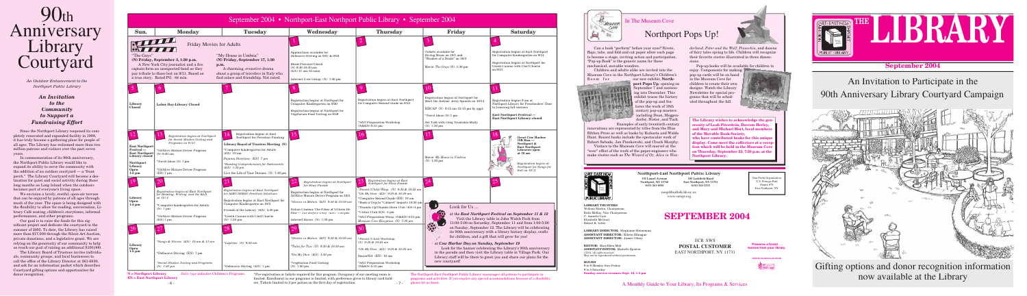# 90th Anniversary Library Courtyard

*An Outdoor Enhancement to the Northport Public Library*

***An Invitation to the Community to Support a Fundraising Effort***

Since the Northport Library reopened its completely renovated and expanded facility in 1996, it has truly become a gathering place for people of all ages. The Library has welcomed more than two million patrons and visitors over the past seven years.

In commemoration of its 90th anniversary, the Northport Public Library would like to expand its ability to serve the community with the addition of an outdoor courtyard — a "front porch." The Library Courtyard will become a destination for quiet and social activity during those long months on Long Island when the outdoors becomes part of everyone's living space.

We envision a lovely, restful, open-air terrace that can be enjoyed by patrons of all ages through much of the year. The space is being designed with the flexibility to allow for reading, conversation, Library Café seating, children's storytimes, informal performances, and other programs.

Our goal is to raise the funds for this significant project and dedicate the courtyard in the summer of 2005. To date, the Library has raised more than $17,000 through the Silent Art Auction, private donations, and a legislative grant. We are relying on the generosity of our community to help us reach our goal of raising an additional $100,000.

The Library Board of Trustees invites individuals, community groups, and local businesses to call the office of the Library Director at 261-6930, and ask for an information packet which describes Courtyard gifting options and opportunities for donor recognition.

## September 2004 • Northport-East Northport Public Library • September 2004

| Sun. | Monday | Tuesday | Wednesday | Thursday | Friday | Saturday |
|---|---|---|---|---|---|---|
| | **Friday Movies for Adults**<br>*"Hey Guys"* (N) Friday, September 3, 1:30 p.m. A New York City journalist and a fire captain form an unexpected bond as they pay tribute to those lost on 9/11. Rated PG. 84 min. | "My House in Umbria" (N) Friday, September 17, 1:30 p.m. A charming, evocative drama about a group of travelers in Italy who find solace and friendship. Not rated. | 1<br>Applications available for Defensive Driving on 9/27 & 9/28<br>Blood Pressure Check (N) 9:30-10:30 am (EN) 11 am-12 noon<br>Internet User Group (N) 7:30 pm | 2 | 3<br>Tickets available for Herding Music on 10/1 and "Shades of a Doubt" on 10/1<br>Movie: *The Guys* (N) 1:30 pm | 4<br>Registration begins at East Northport for Computer Kindergarten on 9/14<br>Registration begins at Northport for Greek Cuisine with Chef Charlie on 9/21 |
| 5<br>Library Closed | 6<br>Labor Day-Library Closed | 7 | 8<br>Registration begins at Northport for Computer Kindergarten on 9/20<br>Registration begins at Northport for Vegetarian Food Tasting on 9/28 | 9<br>Registration begins at East Northport for Computer Second Grade on 9/22<br>*SAT Preparation Workshop (N&EN) 6:15 pm | 10<br>Registration begins at Northport for Meet the Author: Jerry Spinelli on 10/14<br>HIICAP (N) 9:15 am-12:15 pm by appt.<br>*Travel ideas (N) 1 pm<br>Art Talk with Greg Tresholder-Hadly (N) 1:30 pm | 11<br>Registration begins 9 am at Northport Library for Prekinders' Time to Learning fall sessions<br>East Northport Festival — East Northport Library closed |
| 12<br>East Northport Festival — East Northport Library closed<br>Northport Library Open 1-5 pm | 13<br>*Registration begins at Northport for Sound Studies Testing and Programs on 9/27*<br>*55/Alive Mature Driver Program (N) 9:30 am<br>*Travel ideas (N) 1 pm<br>*55/Alive Mature Driver Program (EN) 7 pm | 14<br>*Registration begins at East Northport for Prenatal Puzzling*<br>Library Board of Trustees Meeting (N)<br>*Computer Kindergarten for Adults (EN) 10 am<br>*Pajama Storytime (EN) 7 pm*<br>*Reading Comprehension for Adolescents (EN) 7:30 pm*<br>Live the Life of Your Dreams (N) 7:30 pm | 15 | 16 | 17<br>Movie: *My House in Umbria* (N) 1:30 pm | 18<br>Great Cow Harbor 10K Run — Northport & East Northport Libraries open at 10 am<br>*Registration begins at Northport for Songs for Fall on 10/2* |
| 19<br>Library Open 1-5 pm | 20<br>*Registration begins at East Northport for Reading, Writing, and the K&A on 10/14*<br>*Computer Kindergarten for Adults (N) 7 pm<br>*55/Alive Mature Driver Program (EN) 7 pm | 21<br>*Registration begins at East Northport for ADD/ADHD Practical Solutions*<br>Registration begins at East Northport for Computer Kindergarten on 10/5<br>Friends of the Library (EN) 9:30 am<br>*Greek Cuisine with Chef Charlie (N) 7:30 pm | 22<br>*Registration begins at Northport for Story Parade*<br>Registration begins at Northport for 55/Alive Mature Driver Program on 10/4<br>*Stories in Motion (EN) 9:30 & 10:30 am<br>Italian Classics: The Future of Villalon De Rais — An enhance study (EN) 7:30 pm<br>Internet Basics (EN) 7:30 pm | 23<br>*Registration begins at East Northport for Story Parade*<br>*Second Child Wksp. (N) 9:30 & 10:30 am<br>*On My Own (EN) 9:20 & 10:20 am<br>*Computer Second Grade (EN) 10 am<br>*Basics Trip to "Cabaret" departs 10:30 am<br>*Thumbs Up/Thumbs Down (EN) 2:00 pm<br>*Critter Club (EN) 3 pm<br>*SAT Preparation Wksp. (N&EN) 6:15 pm<br>*Monster Case Reception (N) 7:30 pm* | 24 | 25 |
| 26<br>Library Open 1-5 pm | 27<br>*Songs & Stories (EN) 10 am & 11 am*<br>*Defensive Driving (EN) 7 pm<br>*Sound Studies Testing and Programs (N) 10 Information packet | 28<br>*Lapline (N) 9:30 am*<br>*Defensive Driving (EN) 7 pm | 29<br>*Stories in Motion (EN) 9:30 & 10:30 am<br>*Tales for Two (N) 9:30 & 10:30 am*<br>*On My Own (EN) 9:30 am<br>*Vegetarian Food Tasting (N) 7:30 pm | 30<br>*Second Child Workshop (N) 9:20 & 10:20 am<br>*On My Own (EN) 9:20 & 10:20 am<br>SeniorNet (EN) 10 am<br>*SAT Preparation Workshop (N&EN) 6:15 pm | | |

**N = Northport Library**
**EN = East Northport Library**

*Italic type indicates Children's Programs.*

*Pre-registration or tickets required for this program. Occupancy of our meeting room is limited. Enrollment in our programs is limited, with preference given to library card holders. Tickets limited to 2 per person on the first day of registration.

The Northport-East Northport Public Library encourages all patrons to participate in programs and activities. If you require any special accommodations because of a disability, please let us know.

## In The Museum Cove

# Northport Pops Up!

Can a book "perform" before your eyes? Rivets, flaps, tabs, and fold and cut paper allow each page to become a stage, inviting action and participation. "Pop-up Book" is the generic name for these mechanical, movable wonders.

Children and adults alike are invited into the Museum Cove in the Northport Library's Children's Room for our new exhibit, **Northport Pops Up**, opening on September 7 and continuing into December. This exhibit traces the history of the pop-up and features the work of 19th century pop-up masters including Dean, Meggendorfer, Nister, and Tuck. Examples of early twentieth century innovations are represented by titles from the Blue Ribbon Press as well as books by Kubasta and Waldo Hunt. Recent books include the spectacular work of Robert Sabuda, Jan Pienkowski, and Chuck Murphy. Visitors to the Museum Cove will marvel at the "wow" effect of the work of the paper-engineers who make stories such as *The Wizard of Oz*, *Alice in Wonderland*, *Peter and the Wolf*, *Pinocchio*, and dozens of fairy tales spring to life. Children will recognize their favorite stories illustrated in three dimensions.

Pop-up books will be available for children to enjoy. Components for making pop-up cards will be on hand in the Museum Cove for children to create their own designs. Watch the Library Newsletter for special programs that will be scheduled throughout the fall.

**The Library wishes to acknowledge the generosity of Leah Firestein, Doreen Herley, and Mary and Michael Mart, local members of the Movable Book Society, who have contributed books for this unique display. Come meet the collectors at a reception which will be held in the Museum Cove on Thursday, September 23, 7:30 p.m. at the Northport Library.**

Look for Us ...

at the **East Northport Festival on September 11 & 12**
Visit the Library table in John Walsh Park from 11:00-5:00 on Saturday, September 11 and from 1:00-5:00 on Sunday, September 12. The Library will be celebrating its 90th anniversary with a library history display, crafts for children, and a gift that will grow for you!

at **Cow Harbor Day on Sunday, September 19**
Look for the banner celebrating the Library's 90th anniversary in the parade and then visit the Library table in Village Park. Our Library staff will be there to greet you and share our plans for the new courtyard!

**Northport-East Northport Public Library**

151 Laurel Avenue
Northport, NY 11768
(631) 261-6930

185 Larkfield Road
East Northport, NY 11731
(631) 261-2313

nenpl@suffolk.lib.ny.us
www.nenpl.org

Non-Profit Organization
U.S. Postage Paid
Permit #79
East Northport, NY

# SEPTEMBER 2004

**LIBRARY TRUSTEES**
William Bertha, Chairperson
Ruth McKay, Vice Chairperson
C. Annette Cole
Elizabeth McCrail
Robert E. Little

**LIBRARY DIRECTOR:** Stephanie Heineman
**ASSISTANT DIRECTOR:** Eileen Minogue
**ASSISTANT DIRECTOR:** Janet Clark

**EDITOR:** MaryEllen Mull
**ASSISTANT EDITOR:** Michelle Epstein
©2004. All rights reserved.
May not be reproduced without permission.

**HOURS**
9 to 9 Monday thru Friday
9 to 5 Saturday
**Sunday service resumes Sept. 12, 1-5 pm**

ECR SWS
**POSTAL CUSTOMER**
EAST NORTHPORT, NY 11731

**Preserve a forest . . . borrow from your library.**

A Monthly Guide to Your Library, Its Programs & Services

# THE LIBRARY

**September 2004**

## An Invitation to Participate in the 90th Anniversary Library Courtyard Campaign

Gifting options and donor recognition information now available at the Library